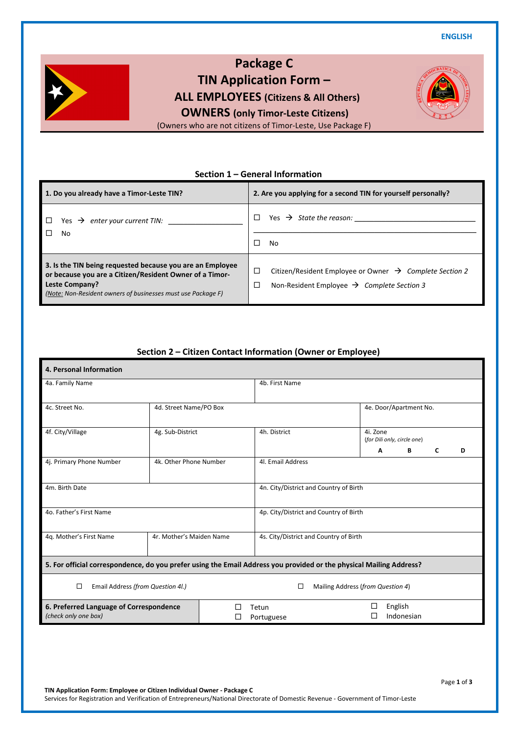ENGLISH

# Package C
# TIN Application Form –
## ALL EMPLOYEES (Citizens & All Others)
## OWNERS (only Timor-Leste Citizens)

(Owners who are not citizens of Timor-Leste, Use Package F)

### Section 1 – General Information

| 1. Do you already have a Timor-Leste TIN? | 2. Are you applying for a second TIN for yourself personally? |
|---|---|
| ☐ Yes → *enter your current TIN:* ________________<br>☐ No | ☐ Yes → *State the reason:* ________________<br>________________<br>☐ No |
| **3. Is the TIN being requested because you are an Employee or because you are a Citizen/Resident Owner of a Timor-Leste Company?**<br>*(Note: Non-Resident owners of businesses must use Package F)* | ☐ Citizen/Resident Employee or Owner → *Complete Section 2*<br>☐ Non-Resident Employee → *Complete Section 3* |

### Section 2 – Citizen Contact Information (Owner or Employee)

| **4. Personal Information** | | | |
|---|---|---|---|
| 4a. Family Name | | 4b. First Name | |
| 4c. Street No. | 4d. Street Name/PO Box | | 4e. Door/Apartment No. |
| 4f. City/Village | 4g. Sub-District | 4h. District | 4i. Zone<br>*(for Dili only, circle one)*<br>A B C D |
| 4j. Primary Phone Number | 4k. Other Phone Number | 4l. Email Address | |
| 4m. Birth Date | | 4n. City/District and Country of Birth | |
| 4o. Father's First Name | | 4p. City/District and Country of Birth | |
| 4q. Mother's First Name | 4r. Mother's Maiden Name | 4s. City/District and Country of Birth | |
| **5. For official correspondence, do you prefer using the Email Address you provided or the physical Mailing Address?** | | | |
| ☐ Email Address *(from Question 4l.)* | | ☐ Mailing Address *(from Question 4)* | |
| **6. Preferred Language of Correspondence**<br>*(check only one box)* | ☐ Tetun<br>☐ Portuguese | | ☐ English<br>☐ Indonesian |

**TIN Application Form: Employee or Citizen Individual Owner - Package C**
Services for Registration and Verification of Entrepreneurs/National Directorate of Domestic Revenue - Government of Timor-Leste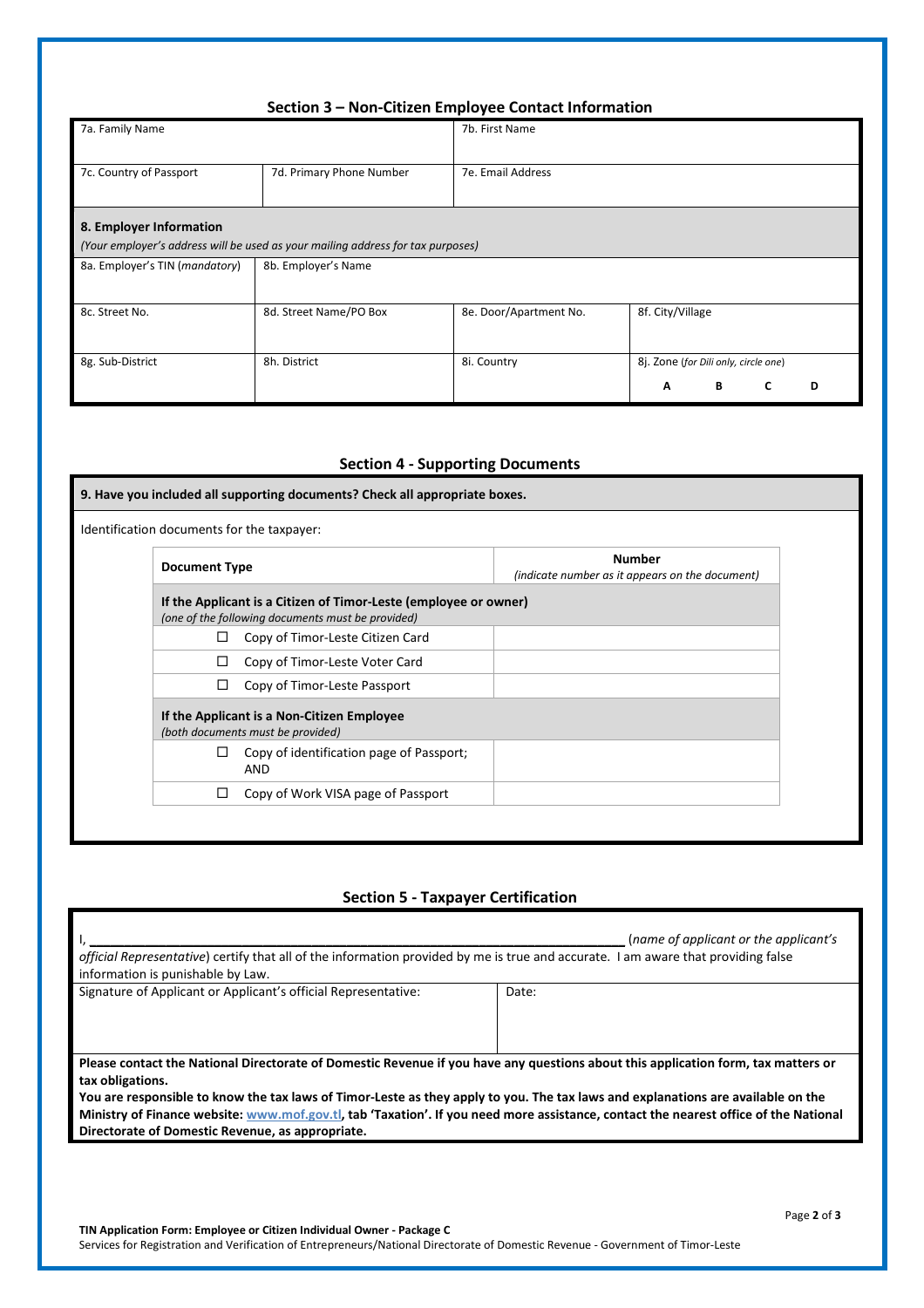## Section 3 – Non-Citizen Employee Contact Information

| 7a. Family Name | | 7b. First Name | |
|---|---|---|---|
| 7c. Country of Passport | 7d. Primary Phone Number | 7e. Email Address | |
| **8. Employer Information** *(Your employer's address will be used as your mailing address for tax purposes)* | | | |
| 8a. Employer's TIN (*mandatory*) | 8b. Employer's Name | | |
| 8c. Street No. | 8d. Street Name/PO Box | 8e. Door/Apartment No. | 8f. City/Village |
| 8g. Sub-District | 8h. District | 8i. Country | 8j. Zone (*for Dili only, circle one*) A B C D |

## Section 4 - Supporting Documents

**9. Have you included all supporting documents? Check all appropriate boxes.**

Identification documents for the taxpayer:

| Document Type | Number *(indicate number as it appears on the document)* |
|---|---|
| **If the Applicant is a Citizen of Timor-Leste (employee or owner)** *(one of the following documents must be provided)* | |
| ☐ Copy of Timor-Leste Citizen Card | |
| ☐ Copy of Timor-Leste Voter Card | |
| ☐ Copy of Timor-Leste Passport | |
| **If the Applicant is a Non-Citizen Employee** *(both documents must be provided)* | |
| ☐ Copy of identification page of Passport; AND | |
| ☐ Copy of Work VISA page of Passport | |

## Section 5 - Taxpayer Certification

I, ______________________________________________ (*name of applicant or the applicant's official Representative*) certify that all of the information provided by me is true and accurate. I am aware that providing false information is punishable by Law.

| Signature of Applicant or Applicant's official Representative: | Date: |
|---|---|
| | |

**Please contact the National Directorate of Domestic Revenue if you have any questions about this application form, tax matters or tax obligations.**

**You are responsible to know the tax laws of Timor-Leste as they apply to you. The tax laws and explanations are available on the Ministry of Finance website: www.mof.gov.tl, tab 'Taxation'. If you need more assistance, contact the nearest office of the National Directorate of Domestic Revenue, as appropriate.**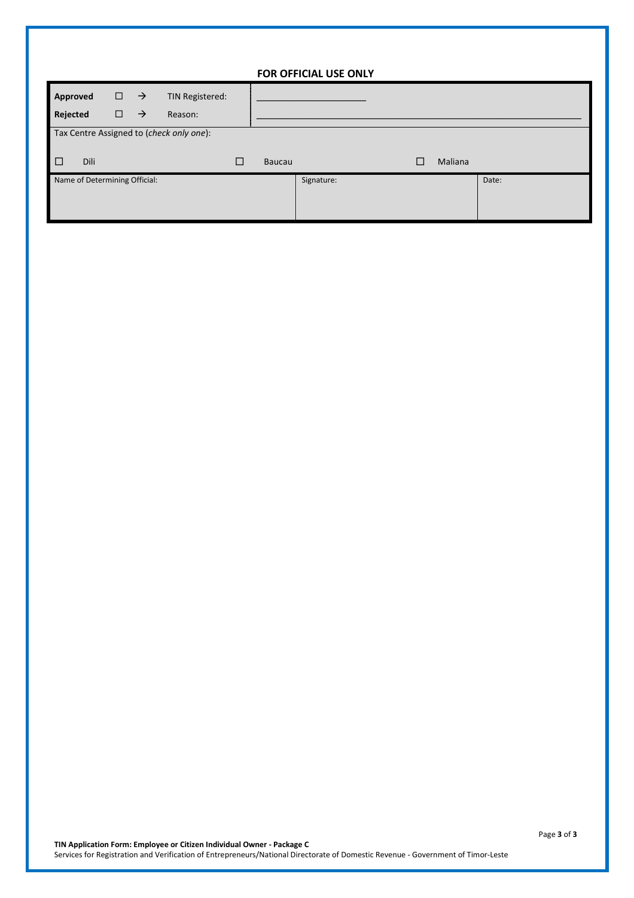## FOR OFFICIAL USE ONLY

| | | | |
|---|---|---|---|
| **Approved** ☐ → | TIN Registered: | ____________________ | |
| **Rejected** ☐ → | Reason: | ____________________________________________ | |
| Tax Centre Assigned to (*check only one*): | | | |
| ☐ Dili | ☐ Baucau | ☐ Maliana | |
| Name of Determining Official: | | Signature: | Date: |

**TIN Application Form: Employee or Citizen Individual Owner - Package C**
Services for Registration and Verification of Entrepreneurs/National Directorate of Domestic Revenue - Government of Timor-Leste